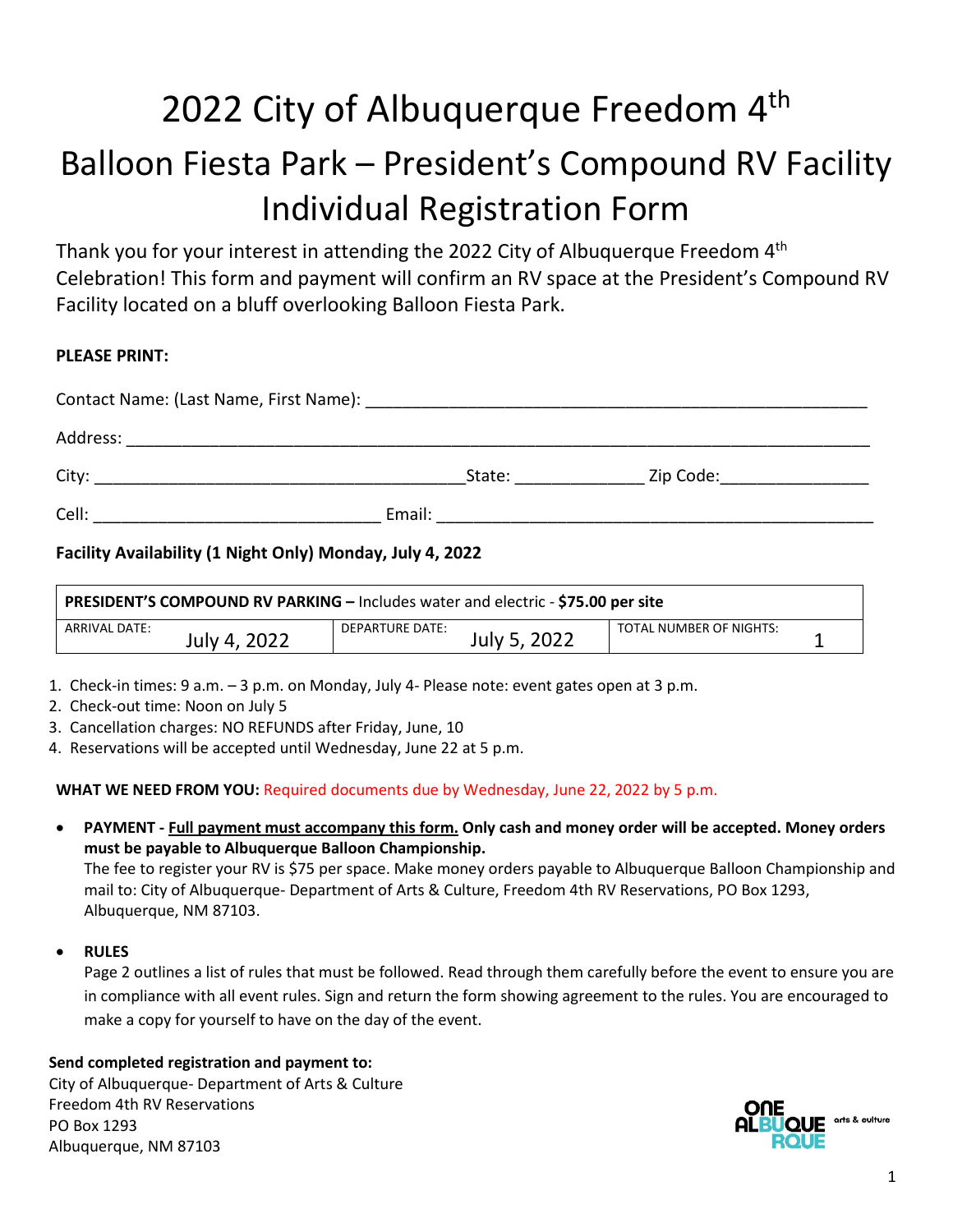# 2022 City of Albuquerque Freedom 4th

## Balloon Fiesta Park – President's Compound RV Facility Individual Registration Form

Thank you for your interest in attending the 2022 City of Albuquerque Freedom 4th Celebration! This form and payment will confirm an RV space at the President's Compound RV Facility located on a bluff overlooking Balloon Fiesta Park.

**PLEASE PRINT:**

Contact Name: (Last Name, First Name): ______________________________________________________

Address: ______________________________________________________________________________

City: ________________________________________State: _____________ Zip Code:_______________

Cell: _____________________________ Email: ____________________________________________

**Facility Availability (1 Night Only) Monday, July 4, 2022**

| **PRESIDENT'S COMPOUND RV PARKING –** Includes water and electric - **$75.00 per site** | | |
|---|---|---|
| ARRIVAL DATE: July 4, 2022 | DEPARTURE DATE: July 5, 2022 | TOTAL NUMBER OF NIGHTS: 1 |

1. Check-in times: 9 a.m. – 3 p.m. on Monday, July 4- Please note: event gates open at 3 p.m.
2. Check-out time: Noon on July 5
3. Cancellation charges: NO REFUNDS after Friday, June, 10
4. Reservations will be accepted until Wednesday, June 22 at 5 p.m.

**WHAT WE NEED FROM YOU:** Required documents due by Wednesday, June 22, 2022 by 5 p.m.

- **PAYMENT - Full payment must accompany this form. Only cash and money order will be accepted. Money orders must be payable to Albuquerque Balloon Championship.**
  The fee to register your RV is $75 per space. Make money orders payable to Albuquerque Balloon Championship and mail to: City of Albuquerque- Department of Arts & Culture, Freedom 4th RV Reservations, PO Box 1293, Albuquerque, NM 87103.

- **RULES**
  Page 2 outlines a list of rules that must be followed. Read through them carefully before the event to ensure you are in compliance with all event rules. Sign and return the form showing agreement to the rules. You are encouraged to make a copy for yourself to have on the day of the event.

**Send completed registration and payment to:**
City of Albuquerque- Department of Arts & Culture
Freedom 4th RV Reservations
PO Box 1293
Albuquerque, NM 87103

ONE ALBUQUERQUE arts & culture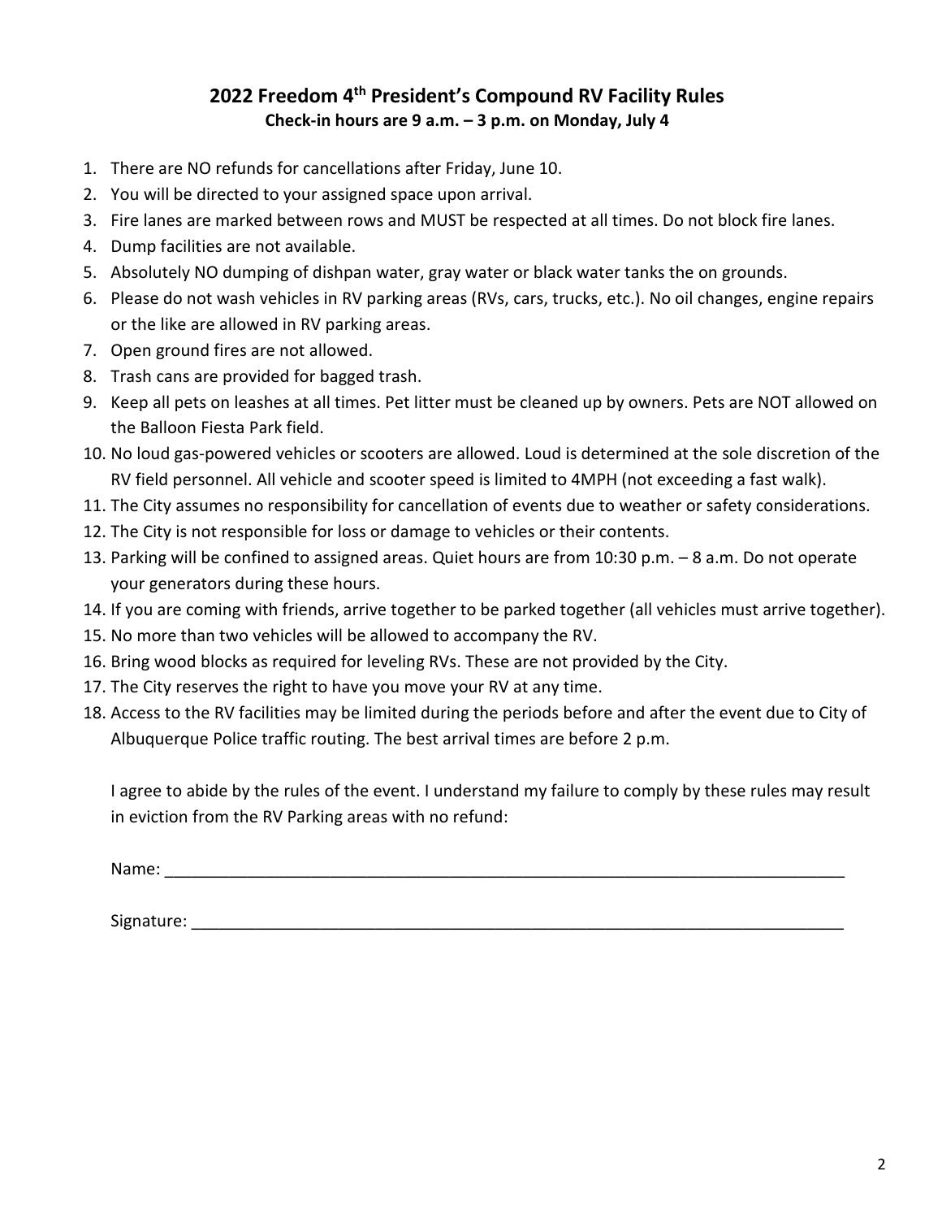## 2022 Freedom 4th President's Compound RV Facility Rules

**Check-in hours are 9 a.m. – 3 p.m. on Monday, July 4**

1. There are NO refunds for cancellations after Friday, June 10.
2. You will be directed to your assigned space upon arrival.
3. Fire lanes are marked between rows and MUST be respected at all times. Do not block fire lanes.
4. Dump facilities are not available.
5. Absolutely NO dumping of dishpan water, gray water or black water tanks the on grounds.
6. Please do not wash vehicles in RV parking areas (RVs, cars, trucks, etc.). No oil changes, engine repairs or the like are allowed in RV parking areas.
7. Open ground fires are not allowed.
8. Trash cans are provided for bagged trash.
9. Keep all pets on leashes at all times. Pet litter must be cleaned up by owners. Pets are NOT allowed on the Balloon Fiesta Park field.
10. No loud gas-powered vehicles or scooters are allowed. Loud is determined at the sole discretion of the RV field personnel. All vehicle and scooter speed is limited to 4MPH (not exceeding a fast walk).
11. The City assumes no responsibility for cancellation of events due to weather or safety considerations.
12. The City is not responsible for loss or damage to vehicles or their contents.
13. Parking will be confined to assigned areas. Quiet hours are from 10:30 p.m. – 8 a.m. Do not operate your generators during these hours.
14. If you are coming with friends, arrive together to be parked together (all vehicles must arrive together).
15. No more than two vehicles will be allowed to accompany the RV.
16. Bring wood blocks as required for leveling RVs. These are not provided by the City.
17. The City reserves the right to have you move your RV at any time.
18. Access to the RV facilities may be limited during the periods before and after the event due to City of Albuquerque Police traffic routing. The best arrival times are before 2 p.m.

I agree to abide by the rules of the event. I understand my failure to comply by these rules may result in eviction from the RV Parking areas with no refund:

Name: ______________________________________________________________________________

Signature: ___________________________________________________________________________